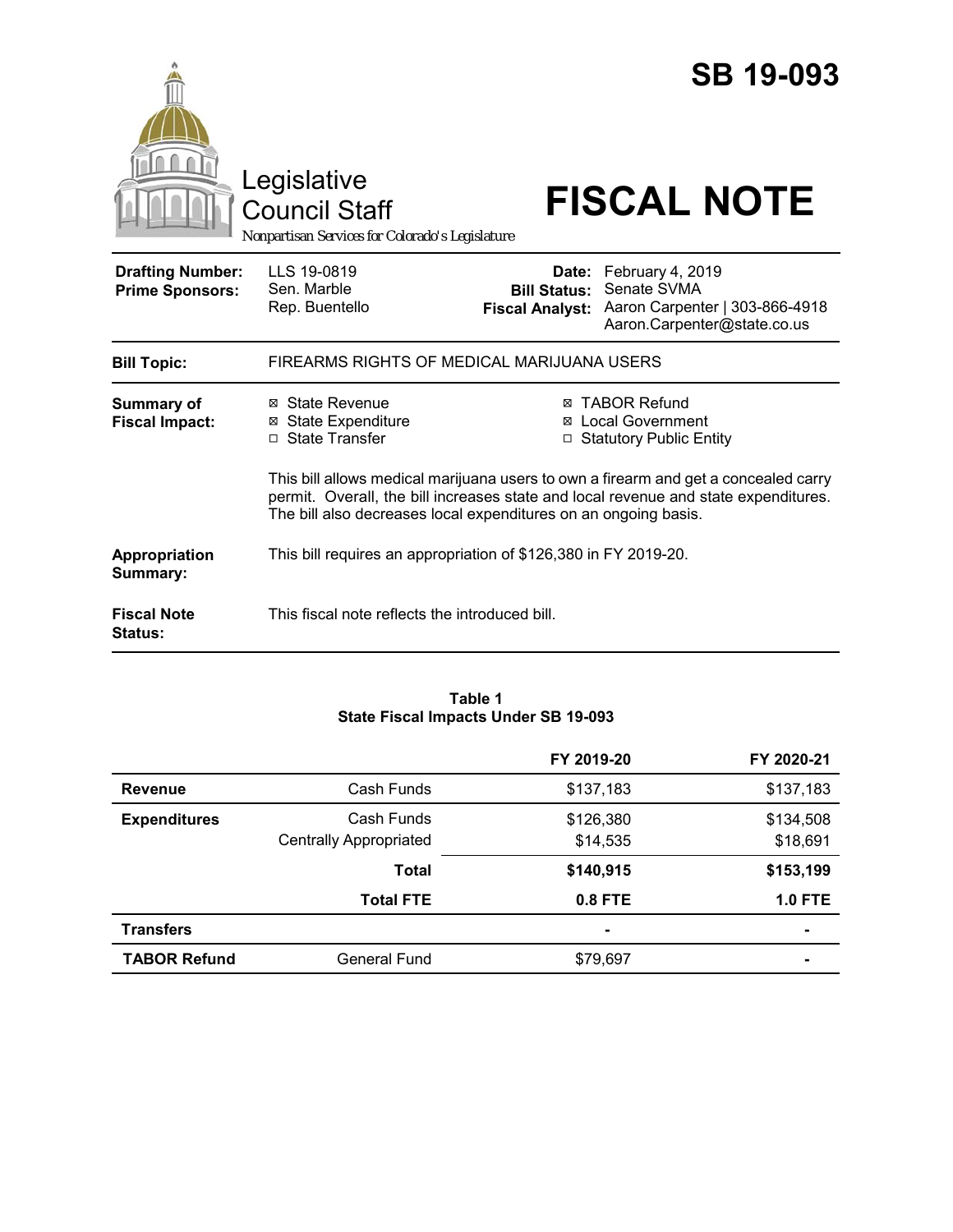# SB 19-093

Legislative Council Staff

*Nonpartisan Services for Colorado's Legislature*

# FISCAL NOTE

| | | | |
|---|---|---|---|
| **Drafting Number:** | LLS 19-0819 | **Date:** | February 4, 2019 |
| **Prime Sponsors:** | Sen. Marble<br>Rep. Buentello | **Bill Status:** | Senate SVMA |
| | | **Fiscal Analyst:** | Aaron Carpenter \| 303-866-4918<br>Aaron.Carpenter@state.co.us |

| | |
|---|---|
| **Bill Topic:** | FIREARMS RIGHTS OF MEDICAL MARIJUANA USERS |
| **Summary of Fiscal Impact:** | ☒ State Revenue<br>☒ State Expenditure<br>☐ State Transfer<br>☒ TABOR Refund<br>☒ Local Government<br>☐ Statutory Public Entity<br><br>This bill allows medical marijuana users to own a firearm and get a concealed carry permit. Overall, the bill increases state and local revenue and state expenditures. The bill also decreases local expenditures on an ongoing basis. |
| **Appropriation Summary:** | This bill requires an appropriation of $126,380 in FY 2019-20. |
| **Fiscal Note Status:** | This fiscal note reflects the introduced bill. |

**Table 1**
**State Fiscal Impacts Under SB 19-093**

| | | FY 2019-20 | FY 2020-21 |
|---|---|---|---|
| **Revenue** | Cash Funds | $137,183 | $137,183 |
| **Expenditures** | Cash Funds | $126,380 | $134,508 |
| | Centrally Appropriated | $14,535 | $18,691 |
| | **Total** | **$140,915** | **$153,199** |
| | **Total FTE** | **0.8 FTE** | **1.0 FTE** |
| **Transfers** | | - | - |
| **TABOR Refund** | General Fund | $79,697 | - |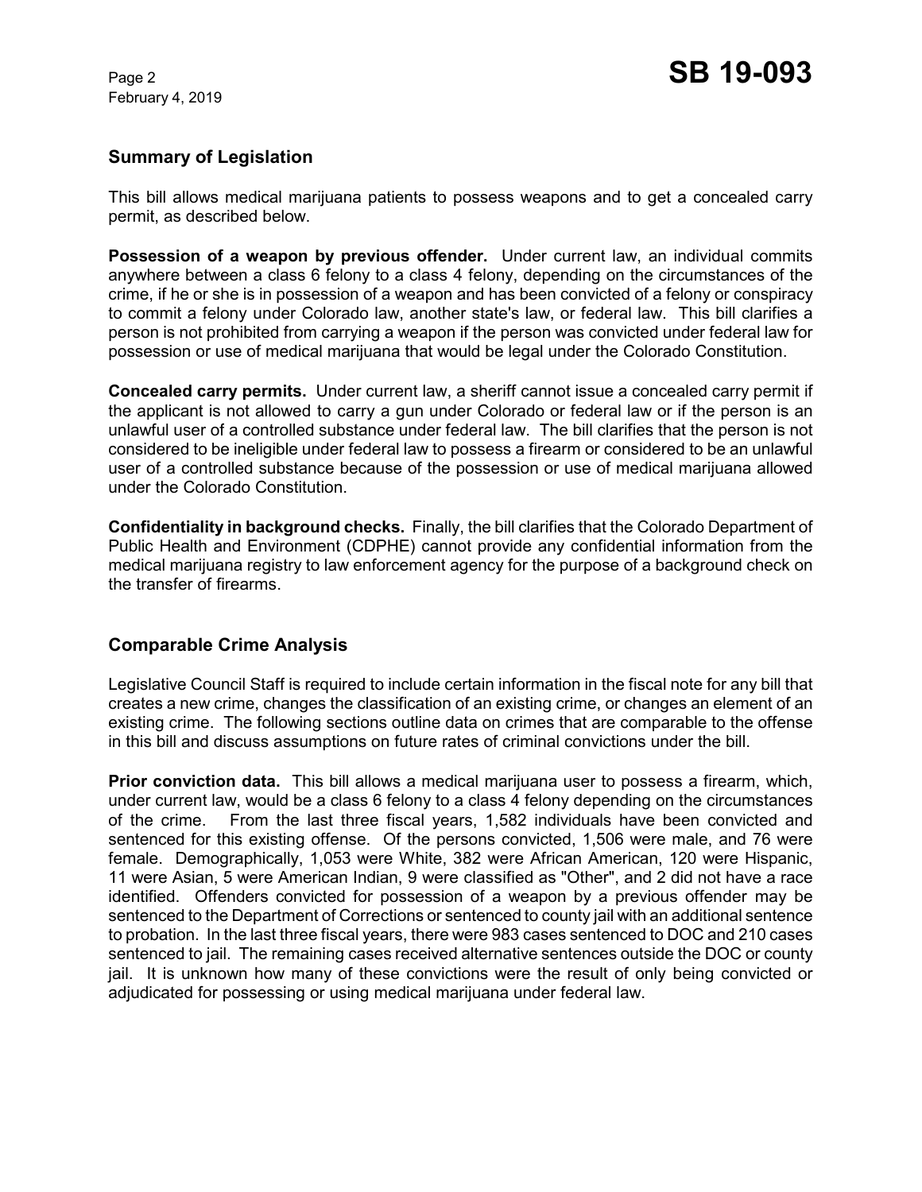## Summary of Legislation

This bill allows medical marijuana patients to possess weapons and to get a concealed carry permit, as described below.

**Possession of a weapon by previous offender.** Under current law, an individual commits anywhere between a class 6 felony to a class 4 felony, depending on the circumstances of the crime, if he or she is in possession of a weapon and has been convicted of a felony or conspiracy to commit a felony under Colorado law, another state's law, or federal law. This bill clarifies a person is not prohibited from carrying a weapon if the person was convicted under federal law for possession or use of medical marijuana that would be legal under the Colorado Constitution.

**Concealed carry permits.** Under current law, a sheriff cannot issue a concealed carry permit if the applicant is not allowed to carry a gun under Colorado or federal law or if the person is an unlawful user of a controlled substance under federal law. The bill clarifies that the person is not considered to be ineligible under federal law to possess a firearm or considered to be an unlawful user of a controlled substance because of the possession or use of medical marijuana allowed under the Colorado Constitution.

**Confidentiality in background checks.** Finally, the bill clarifies that the Colorado Department of Public Health and Environment (CDPHE) cannot provide any confidential information from the medical marijuana registry to law enforcement agency for the purpose of a background check on the transfer of firearms.

## Comparable Crime Analysis

Legislative Council Staff is required to include certain information in the fiscal note for any bill that creates a new crime, changes the classification of an existing crime, or changes an element of an existing crime. The following sections outline data on crimes that are comparable to the offense in this bill and discuss assumptions on future rates of criminal convictions under the bill.

**Prior conviction data.** This bill allows a medical marijuana user to possess a firearm, which, under current law, would be a class 6 felony to a class 4 felony depending on the circumstances of the crime. From the last three fiscal years, 1,582 individuals have been convicted and sentenced for this existing offense. Of the persons convicted, 1,506 were male, and 76 were female. Demographically, 1,053 were White, 382 were African American, 120 were Hispanic, 11 were Asian, 5 were American Indian, 9 were classified as "Other", and 2 did not have a race identified. Offenders convicted for possession of a weapon by a previous offender may be sentenced to the Department of Corrections or sentenced to county jail with an additional sentence to probation. In the last three fiscal years, there were 983 cases sentenced to DOC and 210 cases sentenced to jail. The remaining cases received alternative sentences outside the DOC or county jail. It is unknown how many of these convictions were the result of only being convicted or adjudicated for possessing or using medical marijuana under federal law.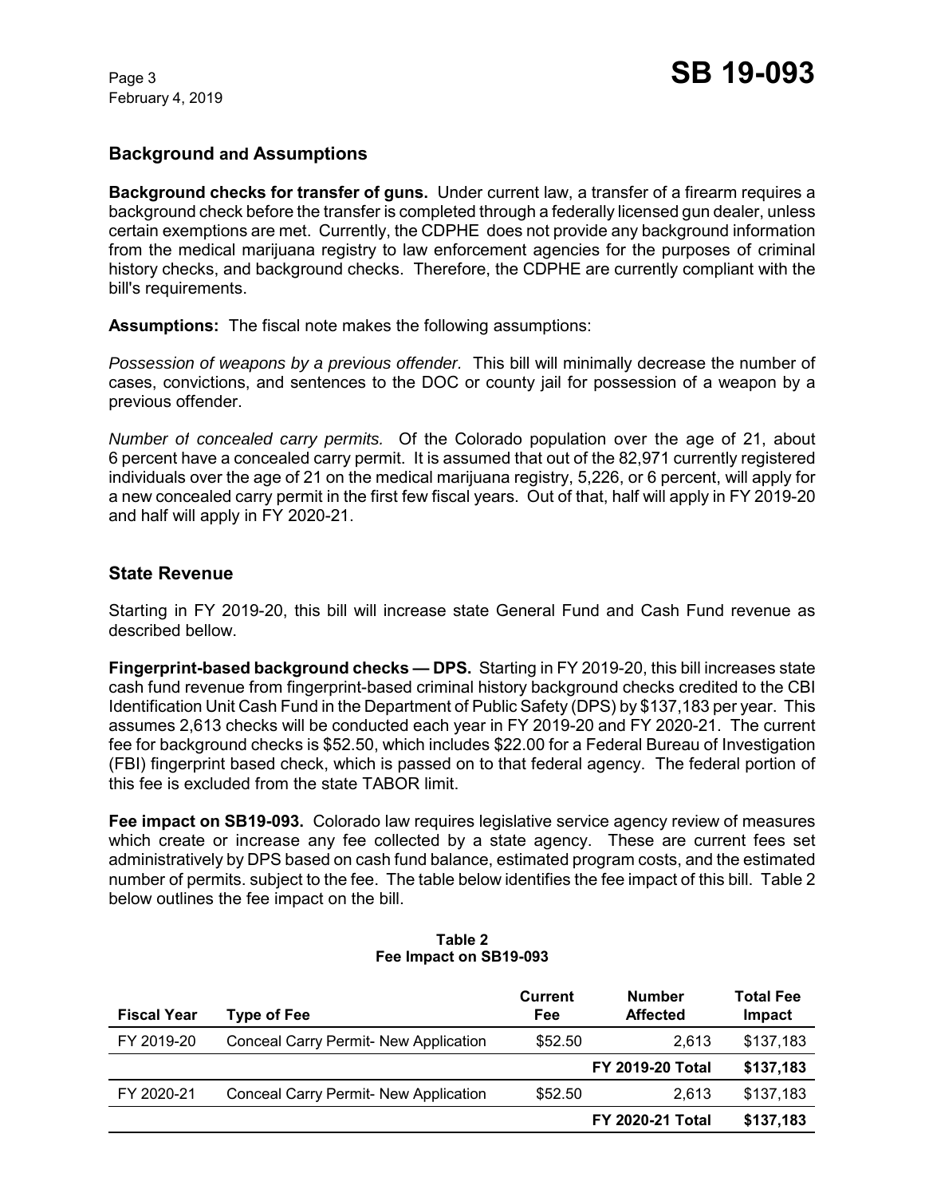## Background and Assumptions

**Background checks for transfer of guns.** Under current law, a transfer of a firearm requires a background check before the transfer is completed through a federally licensed gun dealer, unless certain exemptions are met. Currently, the CDPHE does not provide any background information from the medical marijuana registry to law enforcement agencies for the purposes of criminal history checks, and background checks. Therefore, the CDPHE are currently compliant with the bill's requirements.

**Assumptions:** The fiscal note makes the following assumptions:

*Possession of weapons by a previous offender.* This bill will minimally decrease the number of cases, convictions, and sentences to the DOC or county jail for possession of a weapon by a previous offender.

*Number of concealed carry permits.* Of the Colorado population over the age of 21, about 6 percent have a concealed carry permit. It is assumed that out of the 82,971 currently registered individuals over the age of 21 on the medical marijuana registry, 5,226, or 6 percent, will apply for a new concealed carry permit in the first few fiscal years. Out of that, half will apply in FY 2019-20 and half will apply in FY 2020-21.

## State Revenue

Starting in FY 2019-20, this bill will increase state General Fund and Cash Fund revenue as described bellow.

**Fingerprint-based background checks — DPS.** Starting in FY 2019-20, this bill increases state cash fund revenue from fingerprint-based criminal history background checks credited to the CBI Identification Unit Cash Fund in the Department of Public Safety (DPS) by $137,183 per year. This assumes 2,613 checks will be conducted each year in FY 2019-20 and FY 2020-21. The current fee for background checks is $52.50, which includes $22.00 for a Federal Bureau of Investigation (FBI) fingerprint based check, which is passed on to that federal agency. The federal portion of this fee is excluded from the state TABOR limit.

**Fee impact on SB19-093.** Colorado law requires legislative service agency review of measures which create or increase any fee collected by a state agency. These are current fees set administratively by DPS based on cash fund balance, estimated program costs, and the estimated number of permits. subject to the fee. The table below identifies the fee impact of this bill. Table 2 below outlines the fee impact on the bill.

**Table 2**
**Fee Impact on SB19-093**

| Fiscal Year | Type of Fee | Current Fee | Number Affected | Total Fee Impact |
|---|---|---|---|---|
| FY 2019-20 | Conceal Carry Permit- New Application | $52.50 | 2,613 | $137,183 |
| | | | **FY 2019-20 Total** | **$137,183** |
| FY 2020-21 | Conceal Carry Permit- New Application | $52.50 | 2,613 | $137,183 |
| | | | **FY 2020-21 Total** | **$137,183** |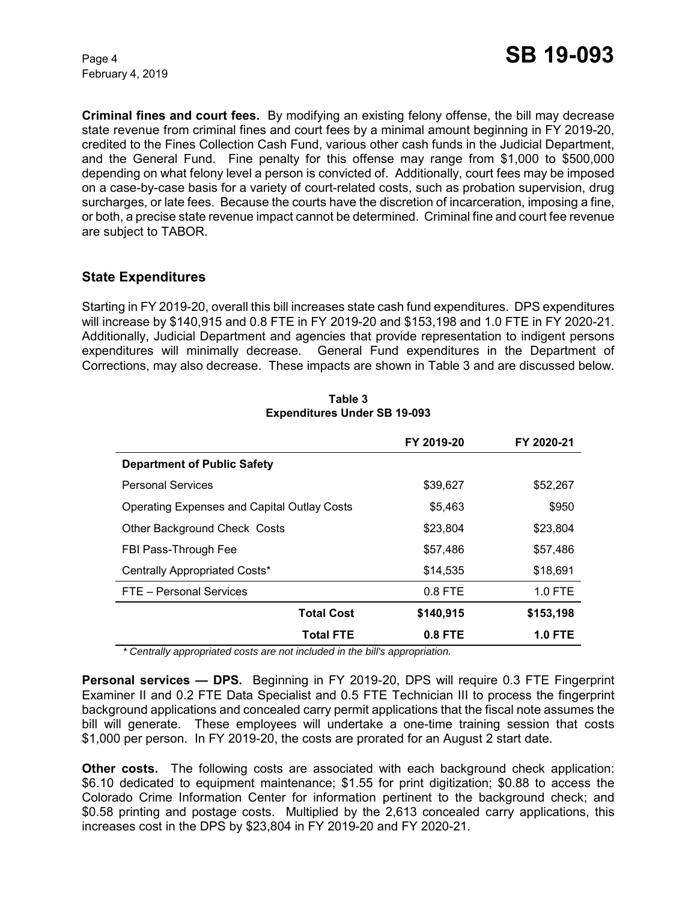**Criminal fines and court fees.** By modifying an existing felony offense, the bill may decrease state revenue from criminal fines and court fees by a minimal amount beginning in FY 2019-20, credited to the Fines Collection Cash Fund, various other cash funds in the Judicial Department, and the General Fund. Fine penalty for this offense may range from $1,000 to $500,000 depending on what felony level a person is convicted of. Additionally, court fees may be imposed on a case-by-case basis for a variety of court-related costs, such as probation supervision, drug surcharges, or late fees. Because the courts have the discretion of incarceration, imposing a fine, or both, a precise state revenue impact cannot be determined. Criminal fine and court fee revenue are subject to TABOR.

## State Expenditures

Starting in FY 2019-20, overall this bill increases state cash fund expenditures. DPS expenditures will increase by $140,915 and 0.8 FTE in FY 2019-20 and $153,198 and 1.0 FTE in FY 2020-21. Additionally, Judicial Department and agencies that provide representation to indigent persons expenditures will minimally decrease. General Fund expenditures in the Department of Corrections, may also decrease. These impacts are shown in Table 3 and are discussed below.

**Table 3**
**Expenditures Under SB 19-093**

| | FY 2019-20 | FY 2020-21 |
|---|---|---|
| **Department of Public Safety** | | |
| Personal Services | $39,627 | $52,267 |
| Operating Expenses and Capital Outlay Costs | $5,463 | $950 |
| Other Background Check Costs | $23,804 | $23,804 |
| FBI Pass-Through Fee | $57,486 | $57,486 |
| Centrally Appropriated Costs* | $14,535 | $18,691 |
| FTE – Personal Services | 0.8 FTE | 1.0 FTE |
| **Total Cost** | **$140,915** | **$153,198** |
| **Total FTE** | **0.8 FTE** | **1.0 FTE** |

*\* Centrally appropriated costs are not included in the bill's appropriation.*

**Personal services — DPS.** Beginning in FY 2019-20, DPS will require 0.3 FTE Fingerprint Examiner II and 0.2 FTE Data Specialist and 0.5 FTE Technician III to process the fingerprint background applications and concealed carry permit applications that the fiscal note assumes the bill will generate. These employees will undertake a one-time training session that costs $1,000 per person. In FY 2019-20, the costs are prorated for an August 2 start date.

**Other costs.** The following costs are associated with each background check application: $6.10 dedicated to equipment maintenance; $1.55 for print digitization; $0.88 to access the Colorado Crime Information Center for information pertinent to the background check; and $0.58 printing and postage costs. Multiplied by the 2,613 concealed carry applications, this increases cost in the DPS by $23,804 in FY 2019-20 and FY 2020-21.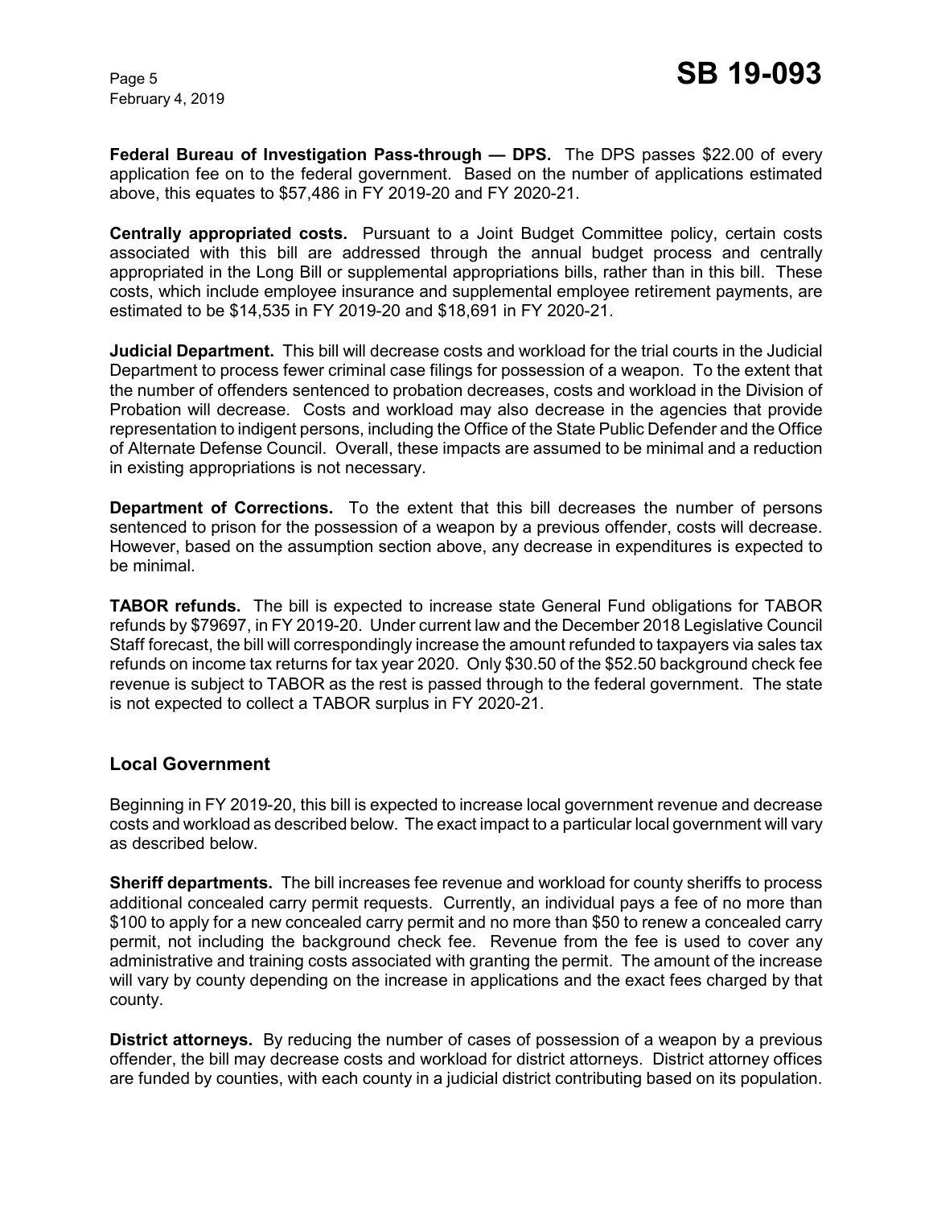**Federal Bureau of Investigation Pass-through — DPS.** The DPS passes $22.00 of every application fee on to the federal government. Based on the number of applications estimated above, this equates to $57,486 in FY 2019-20 and FY 2020-21.

**Centrally appropriated costs.** Pursuant to a Joint Budget Committee policy, certain costs associated with this bill are addressed through the annual budget process and centrally appropriated in the Long Bill or supplemental appropriations bills, rather than in this bill. These costs, which include employee insurance and supplemental employee retirement payments, are estimated to be $14,535 in FY 2019-20 and $18,691 in FY 2020-21.

**Judicial Department.** This bill will decrease costs and workload for the trial courts in the Judicial Department to process fewer criminal case filings for possession of a weapon. To the extent that the number of offenders sentenced to probation decreases, costs and workload in the Division of Probation will decrease. Costs and workload may also decrease in the agencies that provide representation to indigent persons, including the Office of the State Public Defender and the Office of Alternate Defense Council. Overall, these impacts are assumed to be minimal and a reduction in existing appropriations is not necessary.

**Department of Corrections.** To the extent that this bill decreases the number of persons sentenced to prison for the possession of a weapon by a previous offender, costs will decrease. However, based on the assumption section above, any decrease in expenditures is expected to be minimal.

**TABOR refunds.** The bill is expected to increase state General Fund obligations for TABOR refunds by $79697, in FY 2019-20. Under current law and the December 2018 Legislative Council Staff forecast, the bill will correspondingly increase the amount refunded to taxpayers via sales tax refunds on income tax returns for tax year 2020. Only $30.50 of the $52.50 background check fee revenue is subject to TABOR as the rest is passed through to the federal government. The state is not expected to collect a TABOR surplus in FY 2020-21.

## Local Government

Beginning in FY 2019-20, this bill is expected to increase local government revenue and decrease costs and workload as described below. The exact impact to a particular local government will vary as described below.

**Sheriff departments.** The bill increases fee revenue and workload for county sheriffs to process additional concealed carry permit requests. Currently, an individual pays a fee of no more than $100 to apply for a new concealed carry permit and no more than $50 to renew a concealed carry permit, not including the background check fee. Revenue from the fee is used to cover any administrative and training costs associated with granting the permit. The amount of the increase will vary by county depending on the increase in applications and the exact fees charged by that county.

**District attorneys.** By reducing the number of cases of possession of a weapon by a previous offender, the bill may decrease costs and workload for district attorneys. District attorney offices are funded by counties, with each county in a judicial district contributing based on its population.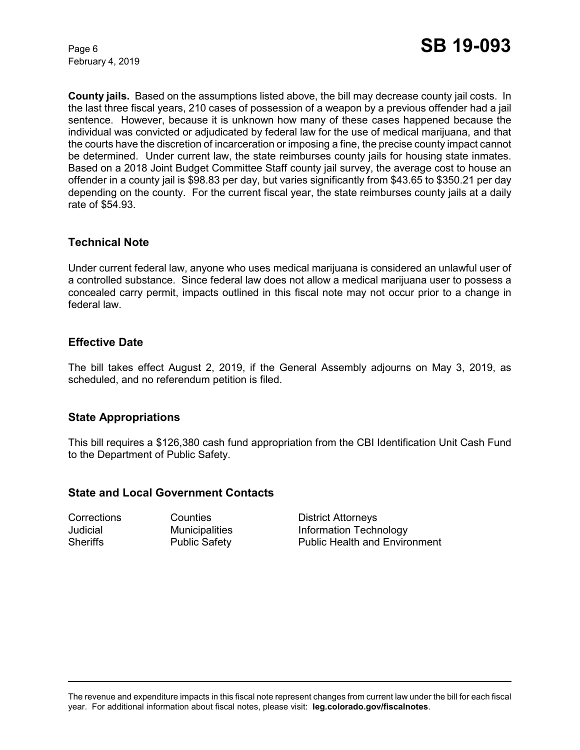**County jails.** Based on the assumptions listed above, the bill may decrease county jail costs. In the last three fiscal years, 210 cases of possession of a weapon by a previous offender had a jail sentence. However, because it is unknown how many of these cases happened because the individual was convicted or adjudicated by federal law for the use of medical marijuana, and that the courts have the discretion of incarceration or imposing a fine, the precise county impact cannot be determined. Under current law, the state reimburses county jails for housing state inmates. Based on a 2018 Joint Budget Committee Staff county jail survey, the average cost to house an offender in a county jail is $98.83 per day, but varies significantly from $43.65 to $350.21 per day depending on the county. For the current fiscal year, the state reimburses county jails at a daily rate of $54.93.

## Technical Note

Under current federal law, anyone who uses medical marijuana is considered an unlawful user of a controlled substance. Since federal law does not allow a medical marijuana user to possess a concealed carry permit, impacts outlined in this fiscal note may not occur prior to a change in federal law.

## Effective Date

The bill takes effect August 2, 2019, if the General Assembly adjourns on May 3, 2019, as scheduled, and no referendum petition is filed.

## State Appropriations

This bill requires a $126,380 cash fund appropriation from the CBI Identification Unit Cash Fund to the Department of Public Safety.

## State and Local Government Contacts

| | | |
|---|---|---|
| Corrections | Counties | District Attorneys |
| Judicial | Municipalities | Information Technology |
| Sheriffs | Public Safety | Public Health and Environment |

The revenue and expenditure impacts in this fiscal note represent changes from current law under the bill for each fiscal year. For additional information about fiscal notes, please visit: **leg.colorado.gov/fiscalnotes**.